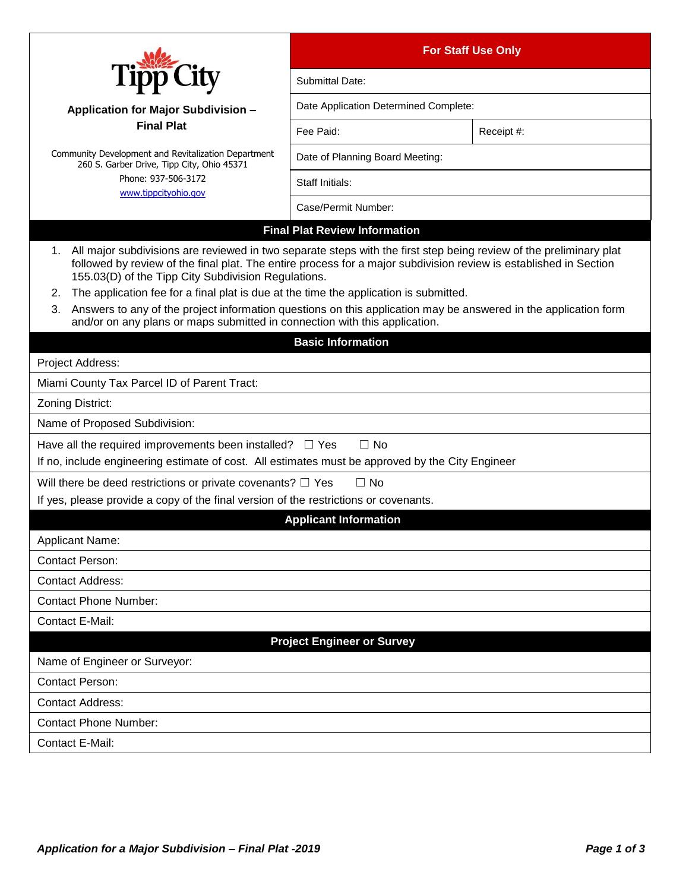Tipp City

**Application for Major Subdivision – Final Plat**

Community Development and Revitalization Department
260 S. Garber Drive, Tipp City, Ohio 45371
Phone: 937-506-3172
www.tippcityohio.gov

| **For Staff Use Only** | |
|---|---|
| Submittal Date: | |
| Date Application Determined Complete: | |
| Fee Paid: | Receipt #: |
| Date of Planning Board Meeting: | |
| Staff Initials: | |
| Case/Permit Number: | |

## Final Plat Review Information

1. All major subdivisions are reviewed in two separate steps with the first step being review of the preliminary plat followed by review of the final plat. The entire process for a major subdivision review is established in Section 155.03(D) of the Tipp City Subdivision Regulations.
2. The application fee for a final plat is due at the time the application is submitted.
3. Answers to any of the project information questions on this application may be answered in the application form and/or on any plans or maps submitted in connection with this application.

## Basic Information

Project Address:

Miami County Tax Parcel ID of Parent Tract:

Zoning District:

Name of Proposed Subdivision:

Have all the required improvements been installed? ☐ Yes ☐ No
If no, include engineering estimate of cost. All estimates must be approved by the City Engineer

Will there be deed restrictions or private covenants? ☐ Yes ☐ No
If yes, please provide a copy of the final version of the restrictions or covenants.

## Applicant Information

Applicant Name:

Contact Person:

Contact Address:

Contact Phone Number:

Contact E-Mail:

## Project Engineer or Survey

Name of Engineer or Surveyor:

Contact Person:

Contact Address:

Contact Phone Number:

Contact E-Mail:

*Application for a Major Subdivision – Final Plat -2019*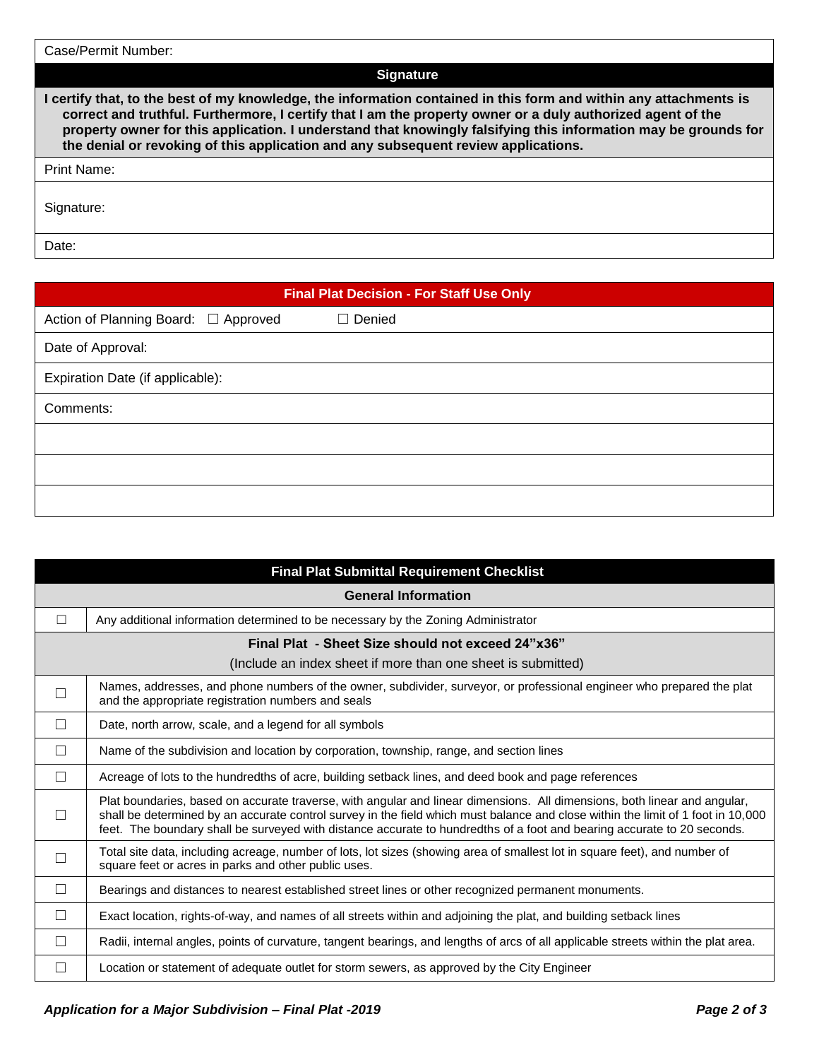Case/Permit Number:

## Signature

**I certify that, to the best of my knowledge, the information contained in this form and within any attachments is correct and truthful. Furthermore, I certify that I am the property owner or a duly authorized agent of the property owner for this application. I understand that knowingly falsifying this information may be grounds for the denial or revoking of this application and any subsequent review applications.**

Print Name:

Signature:

Date:

## Final Plat Decision - For Staff Use Only

Action of Planning Board: ☐ Approved ☐ Denied

Date of Approval:

Expiration Date (if applicable):

Comments:

## Final Plat Submittal Requirement Checklist

### General Information

| | |
|---|---|
| ☐ | Any additional information determined to be necessary by the Zoning Administrator |

### Final Plat - Sheet Size should not exceed 24"x36"

(Include an index sheet if more than one sheet is submitted)

| | |
|---|---|
| ☐ | Names, addresses, and phone numbers of the owner, subdivider, surveyor, or professional engineer who prepared the plat and the appropriate registration numbers and seals |
| ☐ | Date, north arrow, scale, and a legend for all symbols |
| ☐ | Name of the subdivision and location by corporation, township, range, and section lines |
| ☐ | Acreage of lots to the hundredths of acre, building setback lines, and deed book and page references |
| ☐ | Plat boundaries, based on accurate traverse, with angular and linear dimensions. All dimensions, both linear and angular, shall be determined by an accurate control survey in the field which must balance and close within the limit of 1 foot in 10,000 feet. The boundary shall be surveyed with distance accurate to hundredths of a foot and bearing accurate to 20 seconds. |
| ☐ | Total site data, including acreage, number of lots, lot sizes (showing area of smallest lot in square feet), and number of square feet or acres in parks and other public uses. |
| ☐ | Bearings and distances to nearest established street lines or other recognized permanent monuments. |
| ☐ | Exact location, rights-of-way, and names of all streets within and adjoining the plat, and building setback lines |
| ☐ | Radii, internal angles, points of curvature, tangent bearings, and lengths of arcs of all applicable streets within the plat area. |
| ☐ | Location or statement of adequate outlet for storm sewers, as approved by the City Engineer |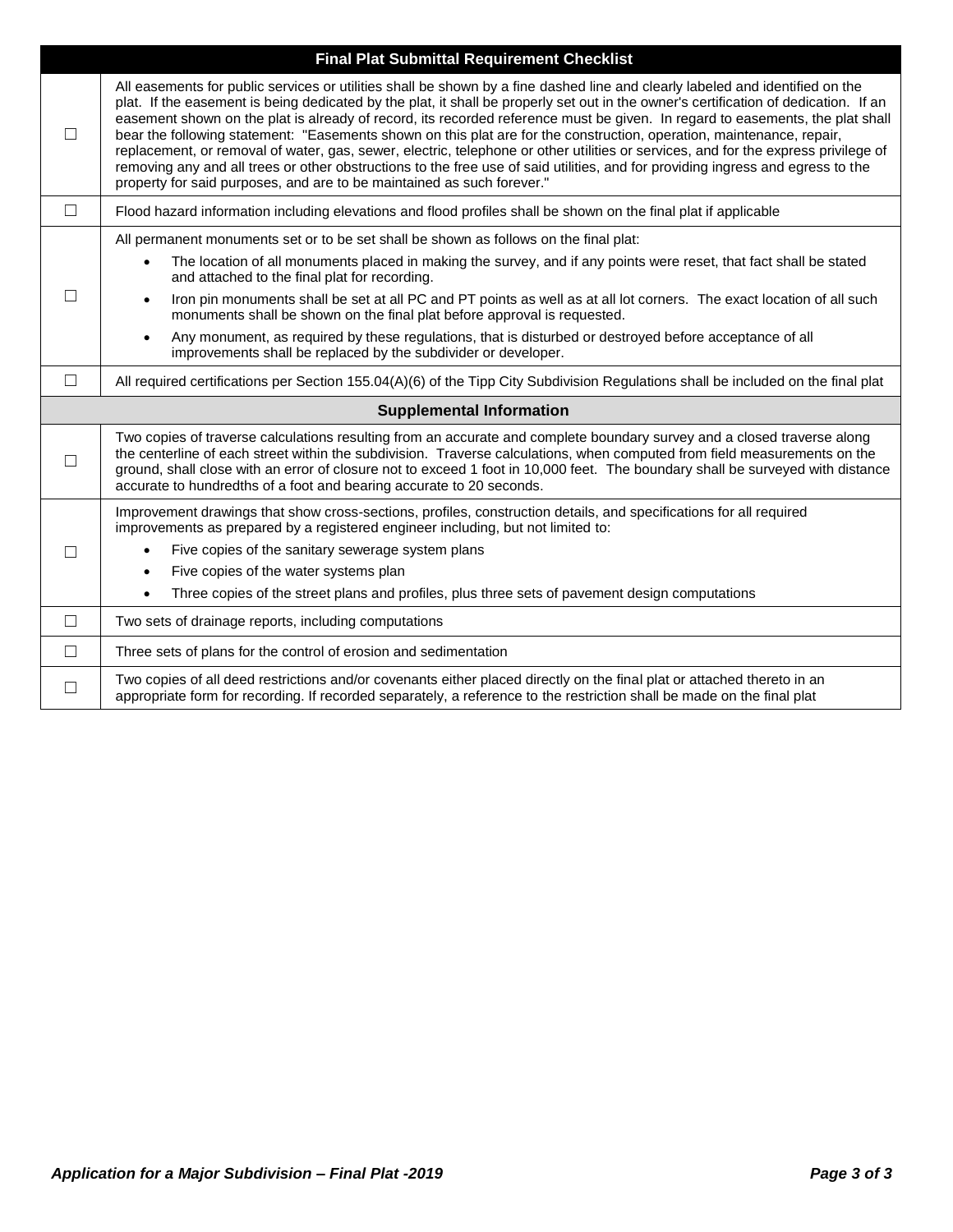| | Final Plat Submittal Requirement Checklist |
|---|---|
| ☐ | All easements for public services or utilities shall be shown by a fine dashed line and clearly labeled and identified on the plat. If the easement is being dedicated by the plat, it shall be properly set out in the owner's certification of dedication. If an easement shown on the plat is already of record, its recorded reference must be given. In regard to easements, the plat shall bear the following statement: "Easements shown on this plat are for the construction, operation, maintenance, repair, replacement, or removal of water, gas, sewer, electric, telephone or other utilities or services, and for the express privilege of removing any and all trees or other obstructions to the free use of said utilities, and for providing ingress and egress to the property for said purposes, and are to be maintained as such forever." |
| ☐ | Flood hazard information including elevations and flood profiles shall be shown on the final plat if applicable |
| ☐ | All permanent monuments set or to be set shall be shown as follows on the final plat:<br>• The location of all monuments placed in making the survey, and if any points were reset, that fact shall be stated and attached to the final plat for recording.<br>• Iron pin monuments shall be set at all PC and PT points as well as at all lot corners. The exact location of all such monuments shall be shown on the final plat before approval is requested.<br>• Any monument, as required by these regulations, that is disturbed or destroyed before acceptance of all improvements shall be replaced by the subdivider or developer. |
| ☐ | All required certifications per Section 155.04(A)(6) of the Tipp City Subdivision Regulations shall be included on the final plat |
| | **Supplemental Information** |
| ☐ | Two copies of traverse calculations resulting from an accurate and complete boundary survey and a closed traverse along the centerline of each street within the subdivision. Traverse calculations, when computed from field measurements on the ground, shall close with an error of closure not to exceed 1 foot in 10,000 feet. The boundary shall be surveyed with distance accurate to hundredths of a foot and bearing accurate to 20 seconds. |
| ☐ | Improvement drawings that show cross-sections, profiles, construction details, and specifications for all required improvements as prepared by a registered engineer including, but not limited to:<br>• Five copies of the sanitary sewerage system plans<br>• Five copies of the water systems plan<br>• Three copies of the street plans and profiles, plus three sets of pavement design computations |
| ☐ | Two sets of drainage reports, including computations |
| ☐ | Three sets of plans for the control of erosion and sedimentation |
| ☐ | Two copies of all deed restrictions and/or covenants either placed directly on the final plat or attached thereto in an appropriate form for recording. If recorded separately, a reference to the restriction shall be made on the final plat |